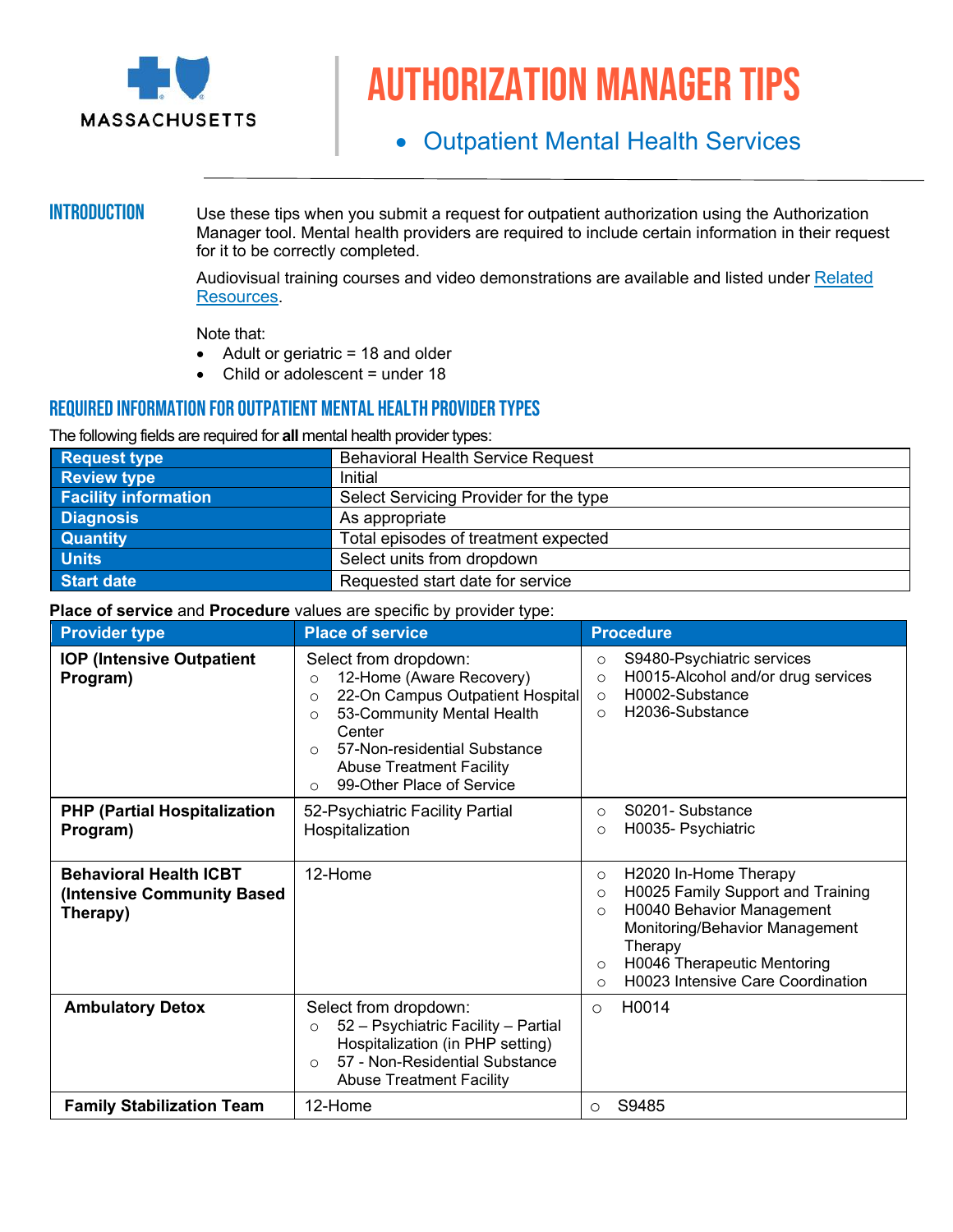MASSACHUSETTS

# AUTHORIZATION MANAGER TIPS

- Outpatient Mental Health Services

## INTRODUCTION

Use these tips when you submit a request for outpatient authorization using the Authorization Manager tool. Mental health providers are required to include certain information in their request for it to be correctly completed.

Audiovisual training courses and video demonstrations are available and listed under Related Resources.

Note that:

- Adult or geriatric = 18 and older
- Child or adolescent = under 18

## REQUIRED INFORMATION FOR OUTPATIENT MENTAL HEALTH PROVIDER TYPES

The following fields are required for **all** mental health provider types:

| | |
|---|---|
| **Request type** | Behavioral Health Service Request |
| **Review type** | Initial |
| **Facility information** | Select Servicing Provider for the type |
| **Diagnosis** | As appropriate |
| **Quantity** | Total episodes of treatment expected |
| **Units** | Select units from dropdown |
| **Start date** | Requested start date for service |

**Place of service** and **Procedure** values are specific by provider type:

| Provider type | Place of service | Procedure |
|---|---|---|
| **IOP (Intensive Outpatient Program)** | Select from dropdown:<br>○ 12-Home (Aware Recovery)<br>○ 22-On Campus Outpatient Hospital<br>○ 53-Community Mental Health Center<br>○ 57-Non-residential Substance Abuse Treatment Facility<br>○ 99-Other Place of Service | ○ S9480-Psychiatric services<br>○ H0015-Alcohol and/or drug services<br>○ H0002-Substance<br>○ H2036-Substance |
| **PHP (Partial Hospitalization Program)** | 52-Psychiatric Facility Partial Hospitalization | ○ S0201- Substance<br>○ H0035- Psychiatric |
| **Behavioral Health ICBT (Intensive Community Based Therapy)** | 12-Home | ○ H2020 In-Home Therapy<br>○ H0025 Family Support and Training<br>○ H0040 Behavior Management Monitoring/Behavior Management Therapy<br>○ H0046 Therapeutic Mentoring<br>○ H0023 Intensive Care Coordination |
| **Ambulatory Detox** | Select from dropdown:<br>○ 52 – Psychiatric Facility – Partial Hospitalization (in PHP setting)<br>○ 57 - Non-Residential Substance Abuse Treatment Facility | ○ H0014 |
| **Family Stabilization Team** | 12-Home | ○ S9485 |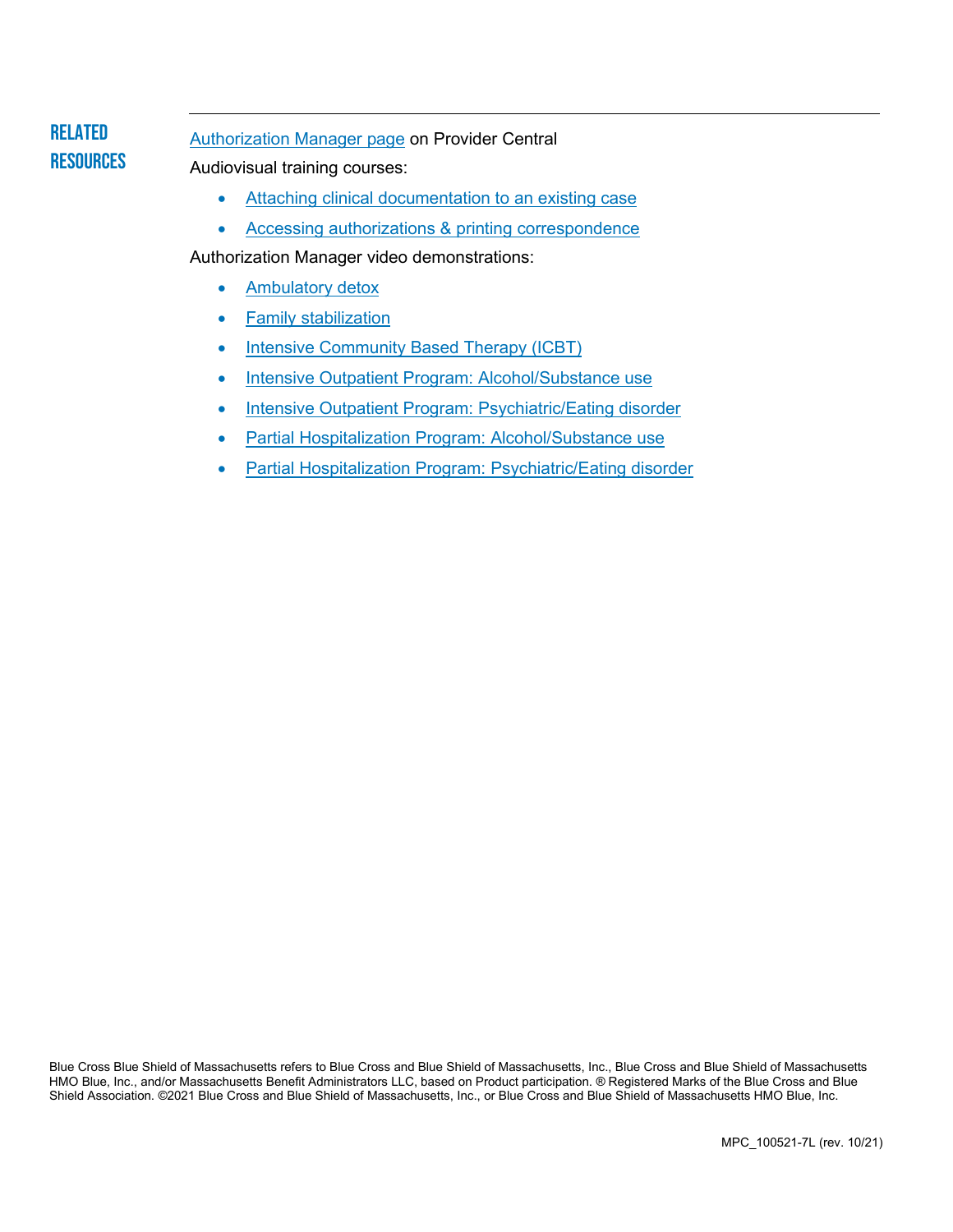## RELATED RESOURCES

Authorization Manager page on Provider Central

Audiovisual training courses:

- Attaching clinical documentation to an existing case
- Accessing authorizations & printing correspondence

Authorization Manager video demonstrations:

- Ambulatory detox
- Family stabilization
- Intensive Community Based Therapy (ICBT)
- Intensive Outpatient Program: Alcohol/Substance use
- Intensive Outpatient Program: Psychiatric/Eating disorder
- Partial Hospitalization Program: Alcohol/Substance use
- Partial Hospitalization Program: Psychiatric/Eating disorder

Blue Cross Blue Shield of Massachusetts refers to Blue Cross and Blue Shield of Massachusetts, Inc., Blue Cross and Blue Shield of Massachusetts HMO Blue, Inc., and/or Massachusetts Benefit Administrators LLC, based on Product participation. ® Registered Marks of the Blue Cross and Blue Shield Association. ©2021 Blue Cross and Blue Shield of Massachusetts, Inc., or Blue Cross and Blue Shield of Massachusetts HMO Blue, Inc.

MPC_100521-7L (rev. 10/21)